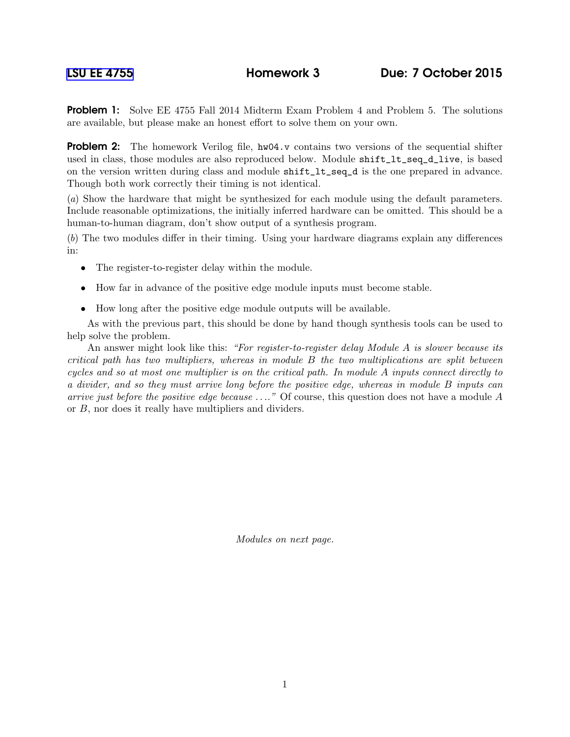[LSU EE 4755] **Homework 3** **Due: 7 October 2015**

**Problem 1:** Solve EE 4755 Fall 2014 Midterm Exam Problem 4 and Problem 5. The solutions are available, but please make an honest effort to solve them on your own.

**Problem 2:** The homework Verilog file, `hw04.v` contains two versions of the sequential shifter used in class, those modules are also reproduced below. Module `shift_lt_seq_d_live`, is based on the version written during class and module `shift_lt_seq_d` is the one prepared in advance. Though both work correctly their timing is not identical.

(*a*) Show the hardware that might be synthesized for each module using the default parameters. Include reasonable optimizations, the initially inferred hardware can be omitted. This should be a human-to-human diagram, don't show output of a synthesis program.

(*b*) The two modules differ in their timing. Using your hardware diagrams explain any differences in:

- The register-to-register delay within the module.
- How far in advance of the positive edge module inputs must become stable.
- How long after the positive edge module outputs will be available.

As with the previous part, this should be done by hand though synthesis tools can be used to help solve the problem.

An answer might look like this: *"For register-to-register delay Module A is slower because its critical path has two multipliers, whereas in module B the two multiplications are split between cycles and so at most one multiplier is on the critical path. In module A inputs connect directly to a divider, and so they must arrive long before the positive edge, whereas in module B inputs can arrive just before the positive edge because ...."* Of course, this question does not have a module *A* or *B*, nor does it really have multipliers and dividers.

*Modules on next page.*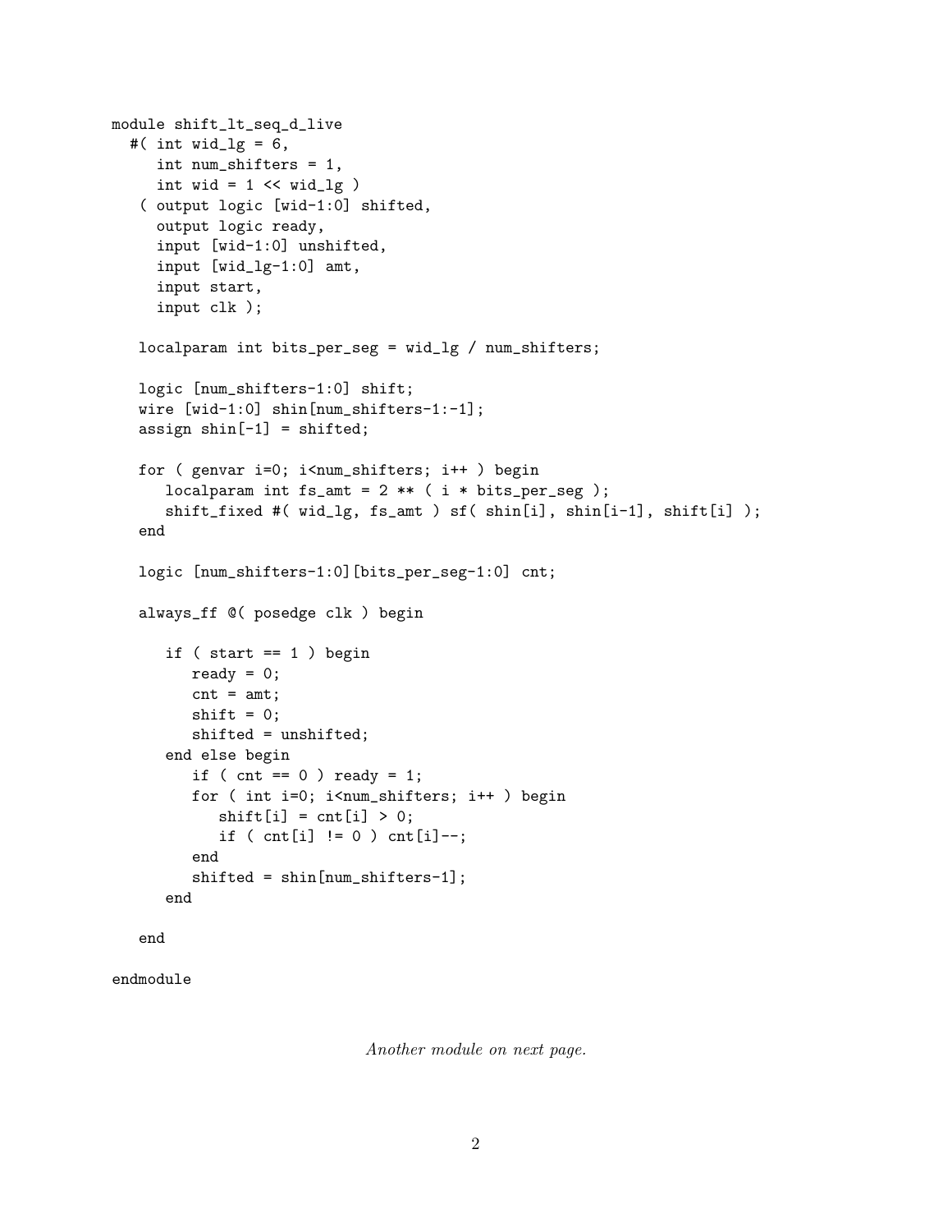```
module shift_lt_seq_d_live
  #( int wid_lg = 6,
     int num_shifters = 1,
     int wid = 1 << wid_lg )
   ( output logic [wid-1:0] shifted,
     output logic ready,
     input [wid-1:0] unshifted,
     input [wid_lg-1:0] amt,
     input start,
     input clk );

   localparam int bits_per_seg = wid_lg / num_shifters;

   logic [num_shifters-1:0] shift;
   wire [wid-1:0] shin[num_shifters-1:-1];
   assign shin[-1] = shifted;

   for ( genvar i=0; i<num_shifters; i++ ) begin
      localparam int fs_amt = 2 ** ( i * bits_per_seg );
      shift_fixed #( wid_lg, fs_amt ) sf( shin[i], shin[i-1], shift[i] );
   end

   logic [num_shifters-1:0][bits_per_seg-1:0] cnt;

   always_ff @( posedge clk ) begin

      if ( start == 1 ) begin
         ready = 0;
         cnt = amt;
         shift = 0;
         shifted = unshifted;
      end else begin
         if ( cnt == 0 ) ready = 1;
         for ( int i=0; i<num_shifters; i++ ) begin
            shift[i] = cnt[i] > 0;
            if ( cnt[i] != 0 ) cnt[i]--;
         end
         shifted = shin[num_shifters-1];
      end

   end

endmodule
```

*Another module on next page.*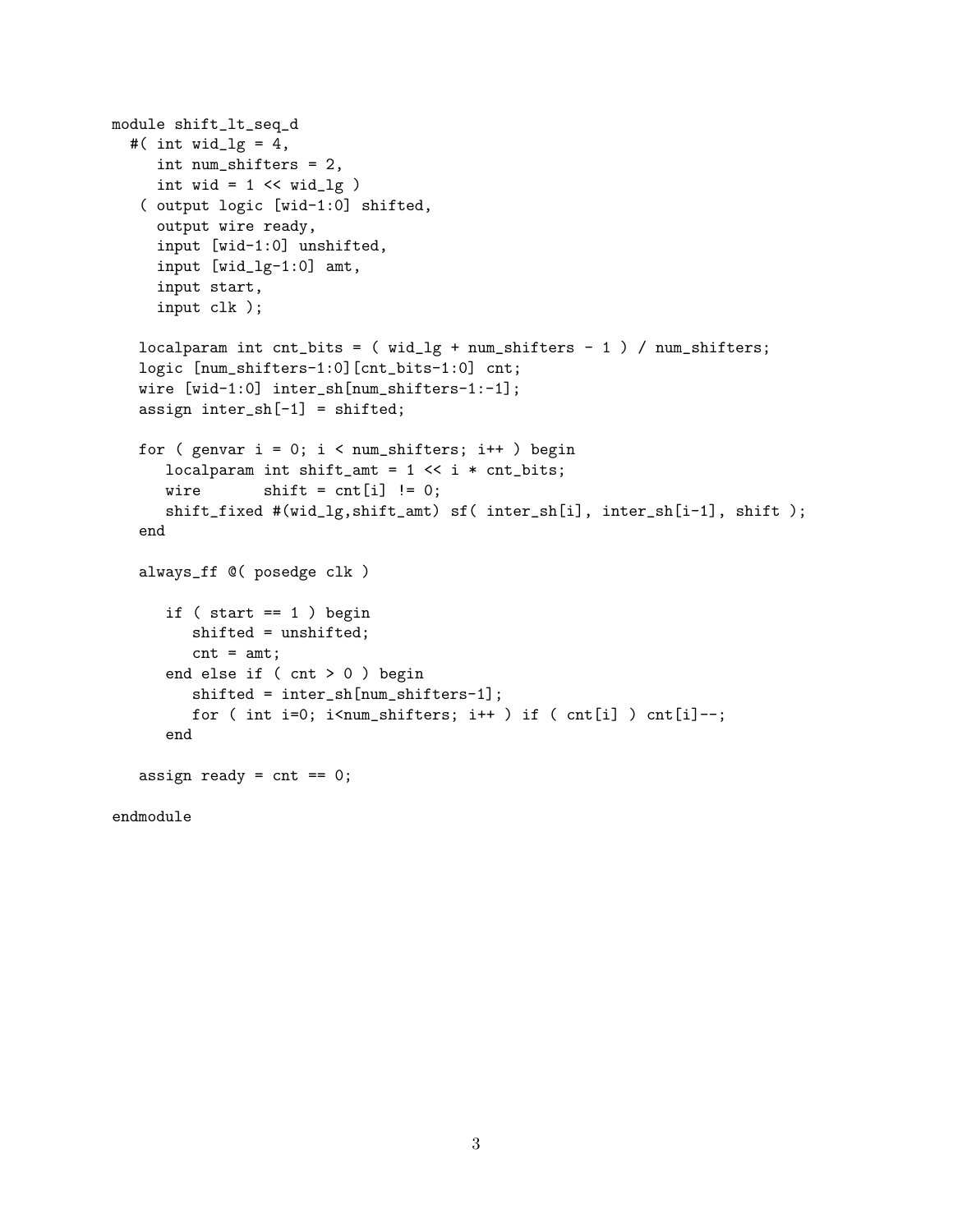```
module shift_lt_seq_d
  #( int wid_lg = 4,
     int num_shifters = 2,
     int wid = 1 << wid_lg )
   ( output logic [wid-1:0] shifted,
     output wire ready,
     input [wid-1:0] unshifted,
     input [wid_lg-1:0] amt,
     input start,
     input clk );

   localparam int cnt_bits = ( wid_lg + num_shifters - 1 ) / num_shifters;
   logic [num_shifters-1:0][cnt_bits-1:0] cnt;
   wire [wid-1:0] inter_sh[num_shifters-1:-1];
   assign inter_sh[-1] = shifted;

   for ( genvar i = 0; i < num_shifters; i++ ) begin
      localparam int shift_amt = 1 << i * cnt_bits;
      wire       shift = cnt[i] != 0;
      shift_fixed #(wid_lg,shift_amt) sf( inter_sh[i], inter_sh[i-1], shift );
   end

   always_ff @( posedge clk )

      if ( start == 1 ) begin
         shifted = unshifted;
         cnt = amt;
      end else if ( cnt > 0 ) begin
         shifted = inter_sh[num_shifters-1];
         for ( int i=0; i<num_shifters; i++ ) if ( cnt[i] ) cnt[i]--;
      end

   assign ready = cnt == 0;

endmodule
```